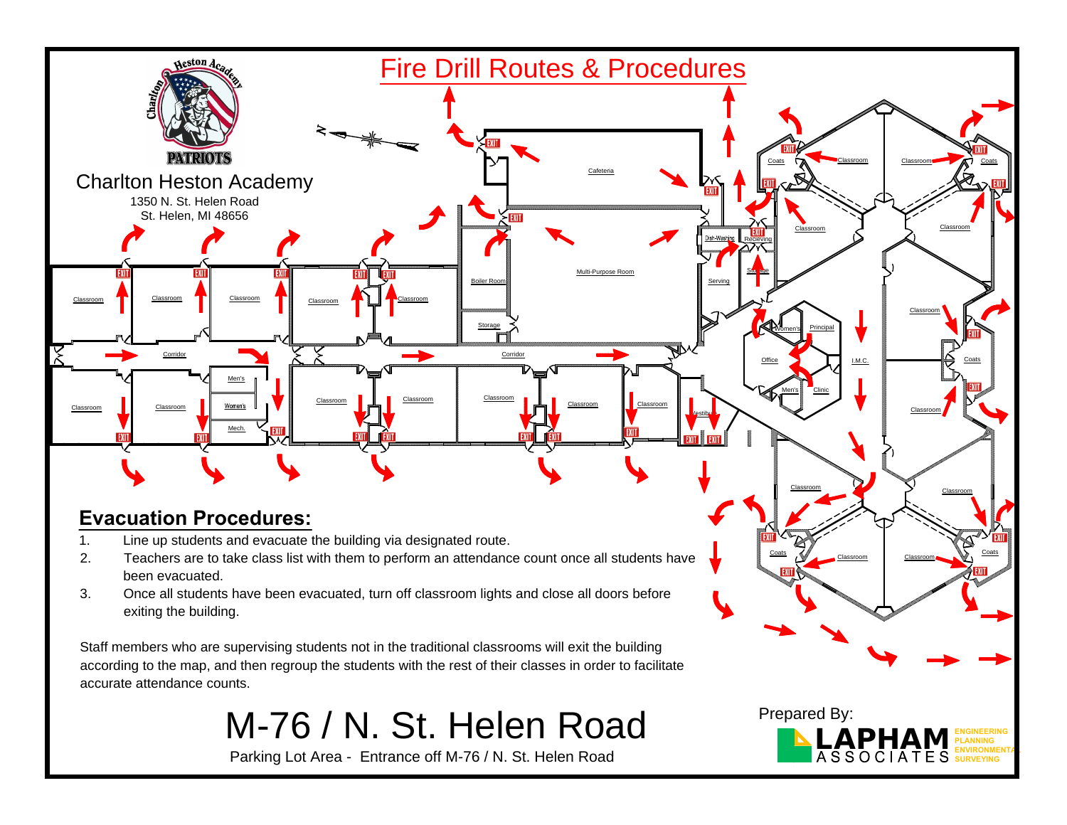# Fire Drill Routes & Procedures

**Charlton Heston Academy**

1350 N. St. Helen Road
St. Helen, MI 48656

## Evacuation Procedures:

1. Line up students and evacuate the building via designated route.
2. Teachers are to take class list with them to perform an attendance count once all students have been evacuated.
3. Once all students have been evacuated, turn off classroom lights and close all doors before exiting the building.

Staff members who are supervising students not in the traditional classrooms will exit the building according to the map, and then regroup the students with the rest of their classes in order to facilitate accurate attendance counts.

# M-76 / N. St. Helen Road

Parking Lot Area - Entrance off M-76 / N. St. Helen Road

Prepared By: LAPHAM ASSOCIATES — ENGINEERING, PLANNING, ENVIRONMENTAL, SURVEYING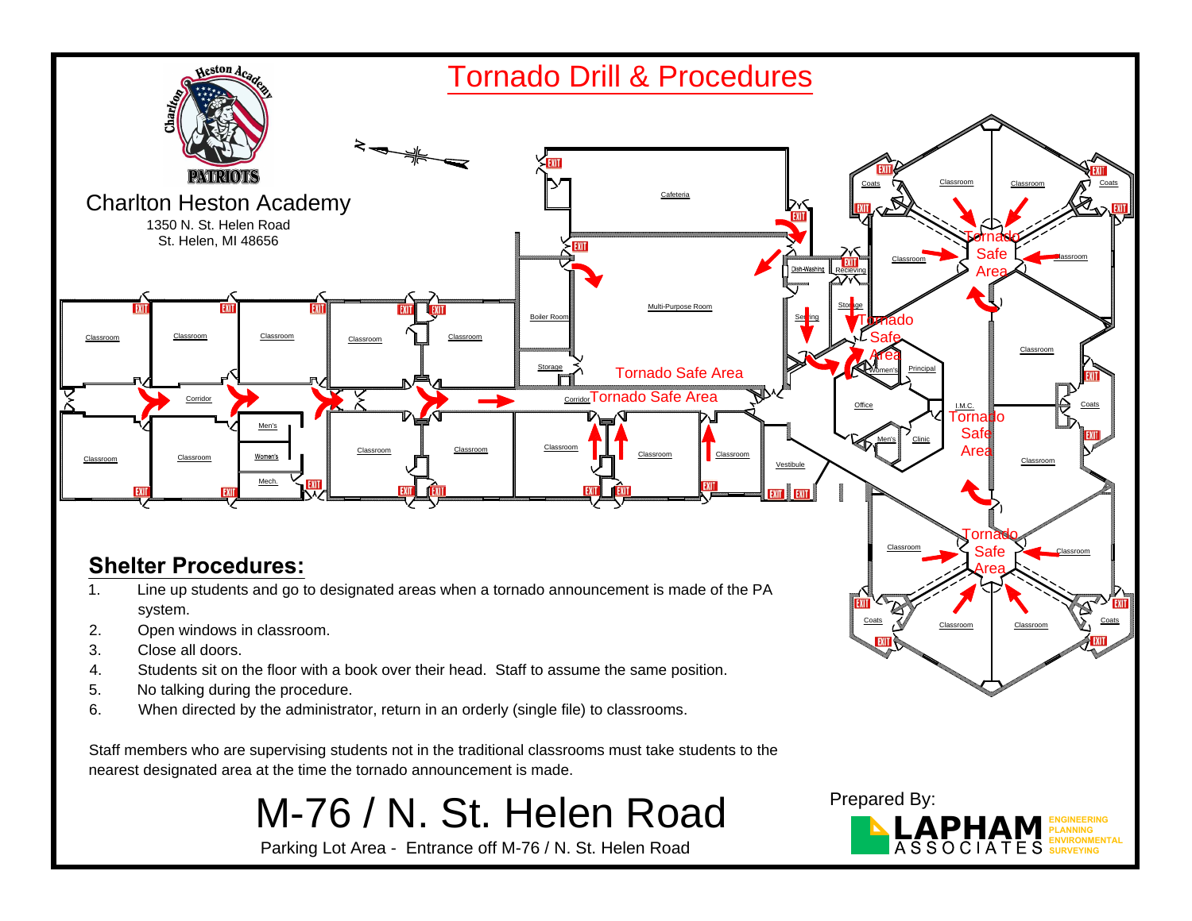# Tornado Drill & Procedures

**Charlton Heston Academy**
1350 N. St. Helen Road
St. Helen, MI 48656

## Shelter Procedures:

1. Line up students and go to designated areas when a tornado announcement is made of the PA system.
2. Open windows in classroom.
3. Close all doors.
4. Students sit on the floor with a book over their head. Staff to assume the same position.
5. No talking during the procedure.
6. When directed by the administrator, return in an orderly (single file) to classrooms.

Staff members who are supervising students not in the traditional classrooms must take students to the nearest designated area at the time the tornado announcement is made.

# M-76 / N. St. Helen Road

Parking Lot Area - Entrance off M-76 / N. St. Helen Road

Prepared By: LAPHAM ASSOCIATES — ENGINEERING, PLANNING, ENVIRONMENTAL, SURVEYING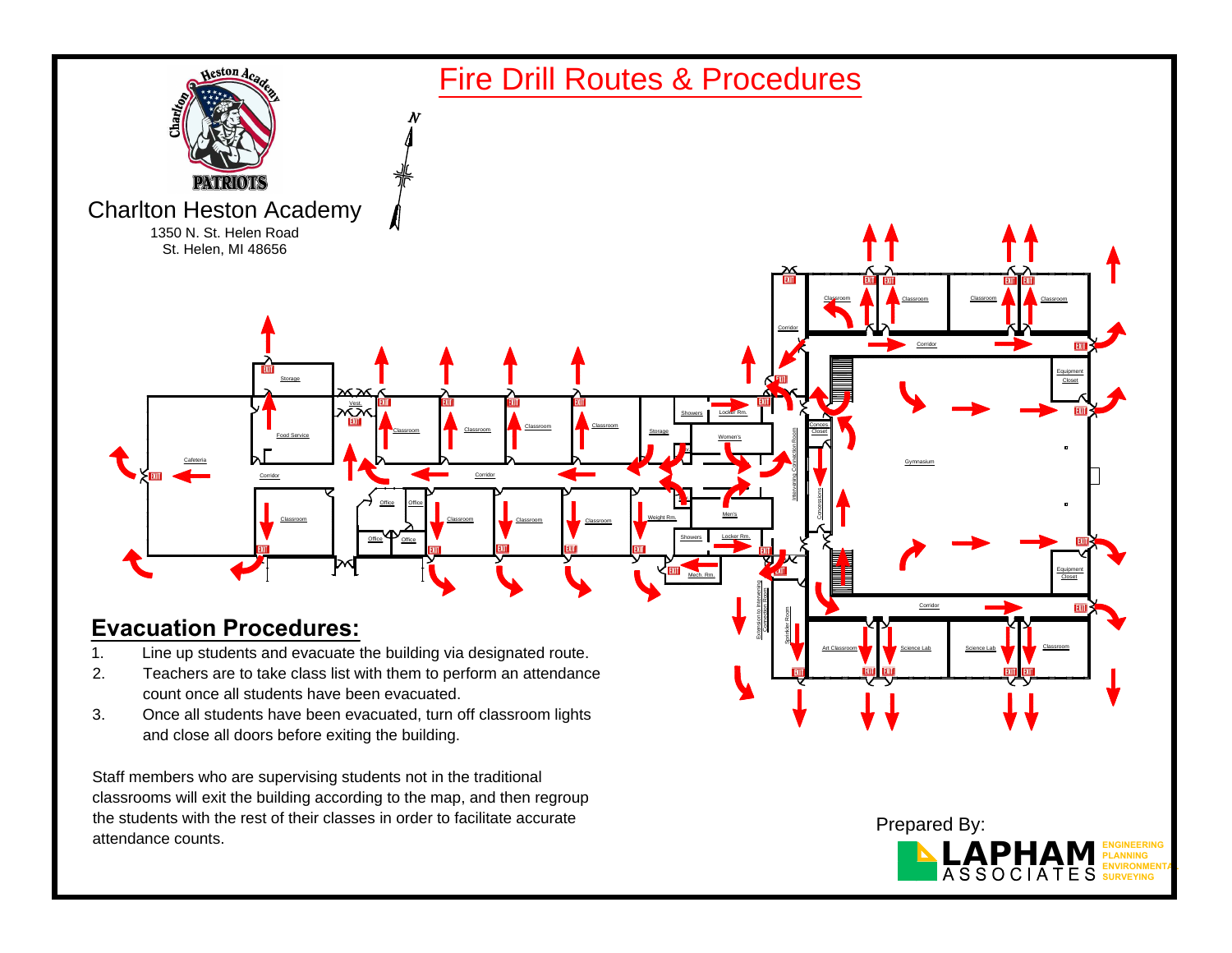# Fire Drill Routes & Procedures

Charlton Heston Academy

1350 N. St. Helen Road
St. Helen, MI 48656

## Evacuation Procedures:

1. Line up students and evacuate the building via designated route.
2. Teachers are to take class list with them to perform an attendance count once all students have been evacuated.
3. Once all students have been evacuated, turn off classroom lights and close all doors before exiting the building.

Staff members who are supervising students not in the traditional classrooms will exit the building according to the map, and then regroup the students with the rest of their classes in order to facilitate accurate attendance counts.

Prepared By:

LAPHAM ASSOCIATES
ENGINEERING
PLANNING
ENVIRONMENTAL
SURVEYING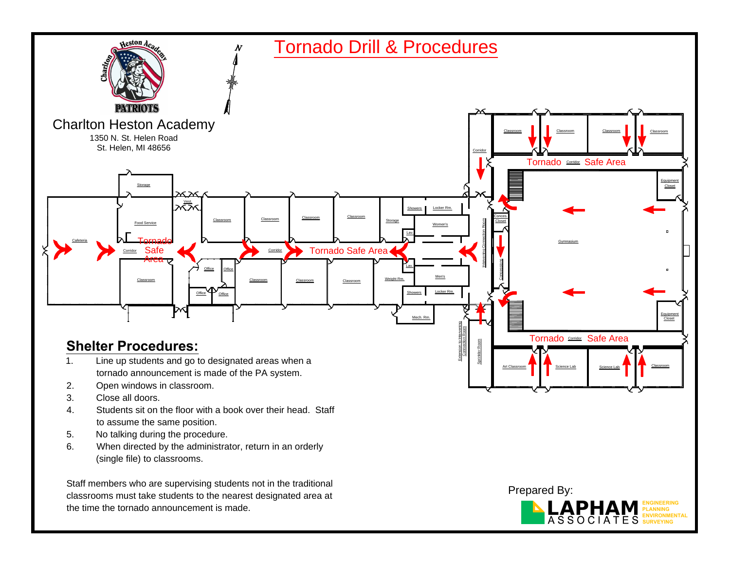# Tornado Drill & Procedures

Charlton Heston Academy

1350 N. St. Helen Road
St. Helen, MI 48656

Tornado Safe Area

Tornado Safe Area

Tornado Corridor Safe Area

Tornado Corridor Safe Area

## Shelter Procedures:

1. Line up students and go to designated areas when a tornado announcement is made of the PA system.
2. Open windows in classroom.
3. Close all doors.
4. Students sit on the floor with a book over their head. Staff to assume the same position.
5. No talking during the procedure.
6. When directed by the administrator, return in an orderly (single file) to classrooms.

Staff members who are supervising students not in the traditional classrooms must take students to the nearest designated area at the time the tornado announcement is made.

Prepared By:

LAPHAM ASSOCIATES
ENGINEERING
PLANNING
ENVIRONMENTAL
SURVEYING